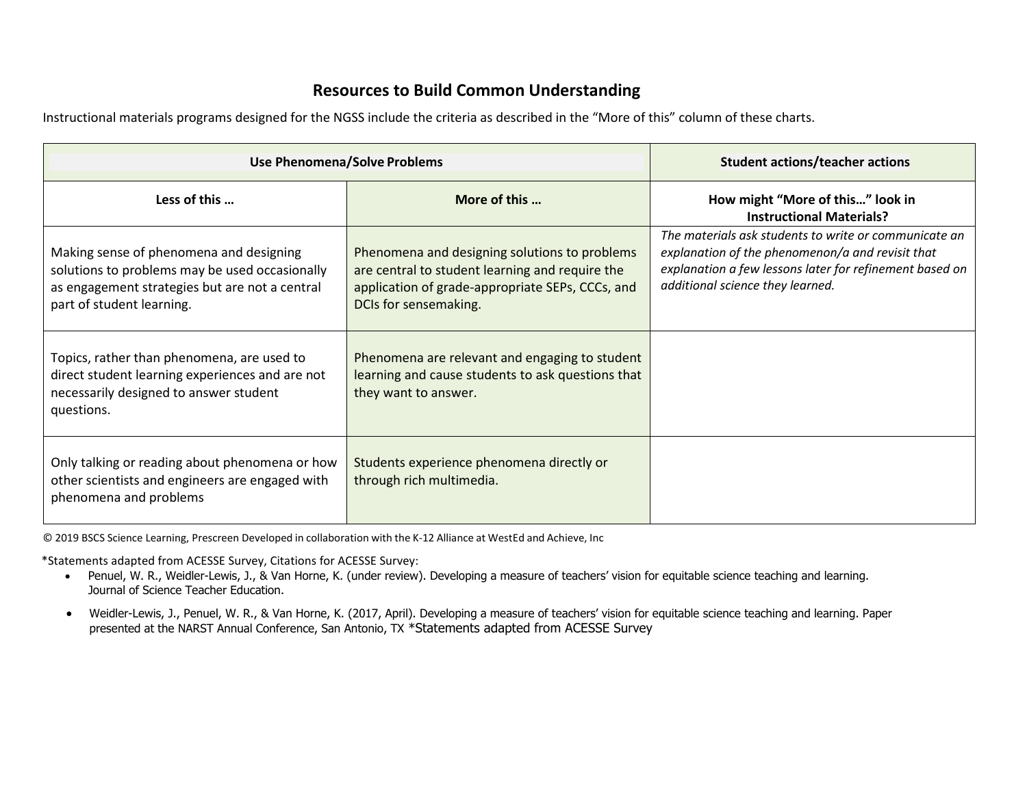# Resources to Build Common Understanding

Instructional materials programs designed for the NGSS include the criteria as described in the "More of this" column of these charts.

| Use Phenomena/Solve Problems | | Student actions/teacher actions |
|---|---|---|
| **Less of this …** | **More of this …** | **How might "More of this…" look in Instructional Materials?** |
| Making sense of phenomena and designing solutions to problems may be used occasionally as engagement strategies but are not a central part of student learning. | Phenomena and designing solutions to problems are central to student learning and require the application of grade-appropriate SEPs, CCCs, and DCIs for sensemaking. | *The materials ask students to write or communicate an explanation of the phenomenon/a and revisit that explanation a few lessons later for refinement based on additional science they learned.* |
| Topics, rather than phenomena, are used to direct student learning experiences and are not necessarily designed to answer student questions. | Phenomena are relevant and engaging to student learning and cause students to ask questions that they want to answer. | |
| Only talking or reading about phenomena or how other scientists and engineers are engaged with phenomena and problems | Students experience phenomena directly or through rich multimedia. | |

© 2019 BSCS Science Learning, Prescreen Developed in collaboration with the K-12 Alliance at WestEd and Achieve, Inc

*Statements adapted from ACESSE Survey, Citations for ACESSE Survey:

- Penuel, W. R., Weidler-Lewis, J., & Van Horne, K. (under review). Developing a measure of teachers' vision for equitable science teaching and learning. Journal of Science Teacher Education.
- Weidler-Lewis, J., Penuel, W. R., & Van Horne, K. (2017, April). Developing a measure of teachers' vision for equitable science teaching and learning. Paper presented at the NARST Annual Conference, San Antonio, TX *Statements adapted from ACESSE Survey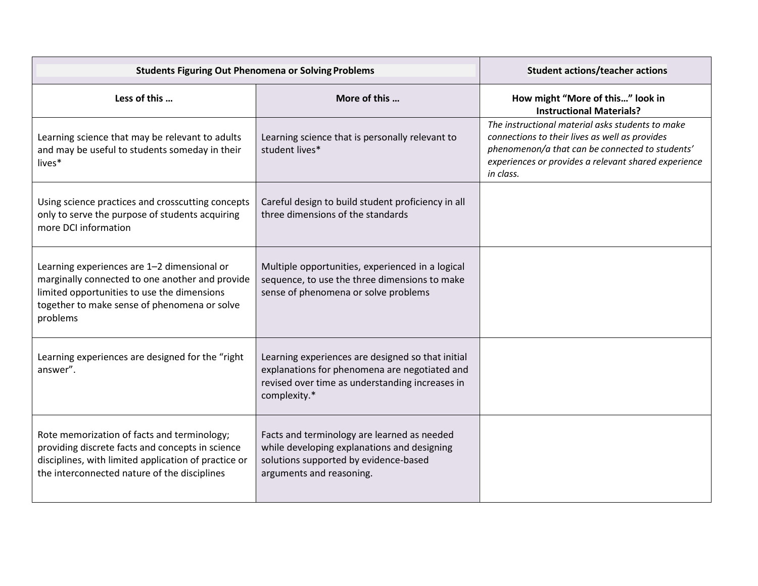| Students Figuring Out Phenomena or Solving Problems | | Student actions/teacher actions |
|---|---|---|
| **Less of this …** | **More of this …** | **How might "More of this…" look in Instructional Materials?** |
| Learning science that may be relevant to adults and may be useful to students someday in their lives* | Learning science that is personally relevant to student lives* | *The instructional material asks students to make connections to their lives as well as provides phenomenon/a that can be connected to students' experiences or provides a relevant shared experience in class.* |
| Using science practices and crosscutting concepts only to serve the purpose of students acquiring more DCI information | Careful design to build student proficiency in all three dimensions of the standards | |
| Learning experiences are 1–2 dimensional or marginally connected to one another and provide limited opportunities to use the dimensions together to make sense of phenomena or solve problems | Multiple opportunities, experienced in a logical sequence, to use the three dimensions to make sense of phenomena or solve problems | |
| Learning experiences are designed for the "right answer". | Learning experiences are designed so that initial explanations for phenomena are negotiated and revised over time as understanding increases in complexity.* | |
| Rote memorization of facts and terminology; providing discrete facts and concepts in science disciplines, with limited application of practice or the interconnected nature of the disciplines | Facts and terminology are learned as needed while developing explanations and designing solutions supported by evidence-based arguments and reasoning. | |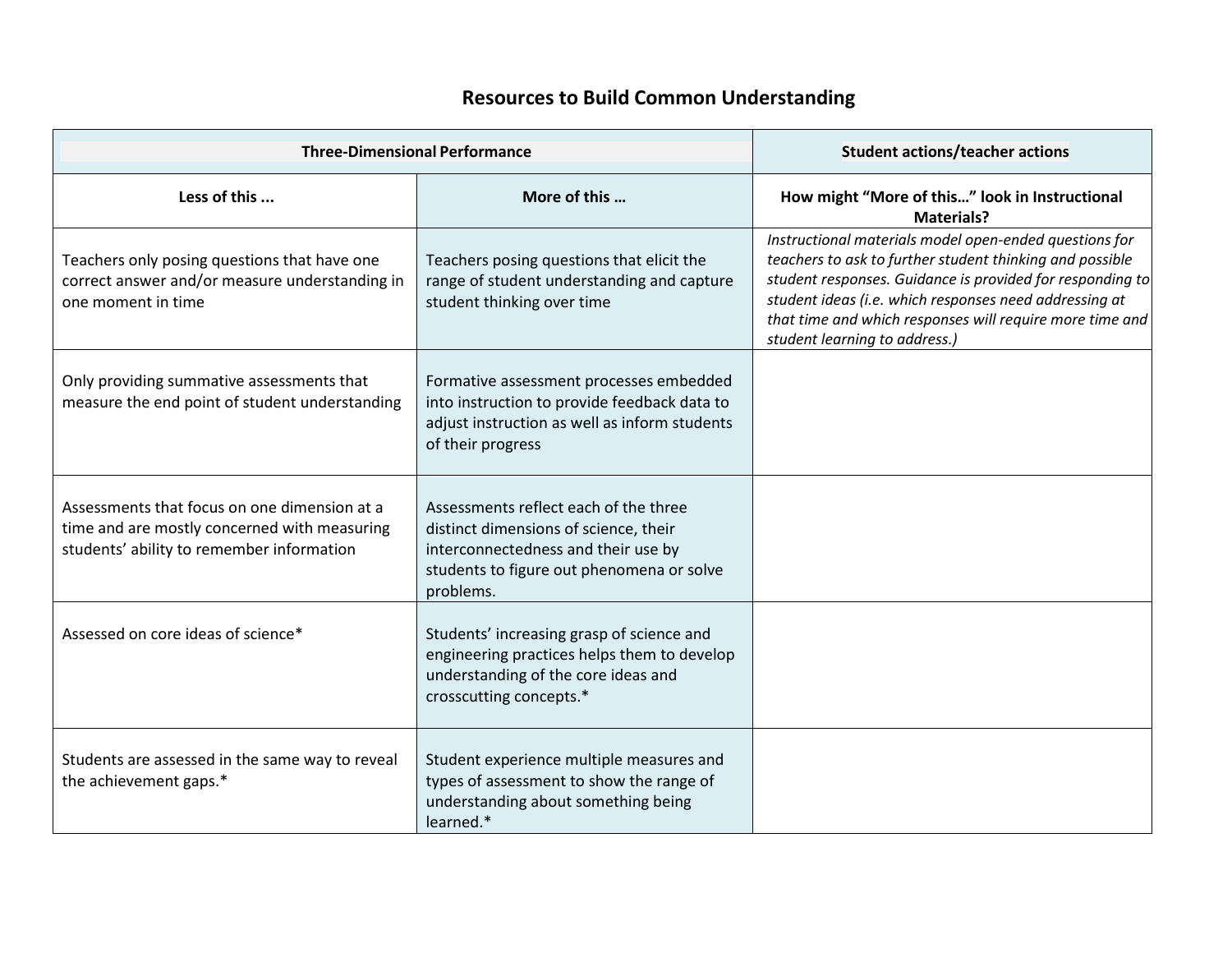# Resources to Build Common Understanding

| Three-Dimensional Performance | | Student actions/teacher actions |
|---|---|---|
| **Less of this ...** | **More of this …** | **How might "More of this…" look in Instructional Materials?** |
| Teachers only posing questions that have one correct answer and/or measure understanding in one moment in time | Teachers posing questions that elicit the range of student understanding and capture student thinking over time | *Instructional materials model open-ended questions for teachers to ask to further student thinking and possible student responses. Guidance is provided for responding to student ideas (i.e. which responses need addressing at that time and which responses will require more time and student learning to address.)* |
| Only providing summative assessments that measure the end point of student understanding | Formative assessment processes embedded into instruction to provide feedback data to adjust instruction as well as inform students of their progress | |
| Assessments that focus on one dimension at a time and are mostly concerned with measuring students' ability to remember information | Assessments reflect each of the three distinct dimensions of science, their interconnectedness and their use by students to figure out phenomena or solve problems. | |
| Assessed on core ideas of science* | Students' increasing grasp of science and engineering practices helps them to develop understanding of the core ideas and crosscutting concepts.* | |
| Students are assessed in the same way to reveal the achievement gaps.* | Student experience multiple measures and types of assessment to show the range of understanding about something being learned.* | |